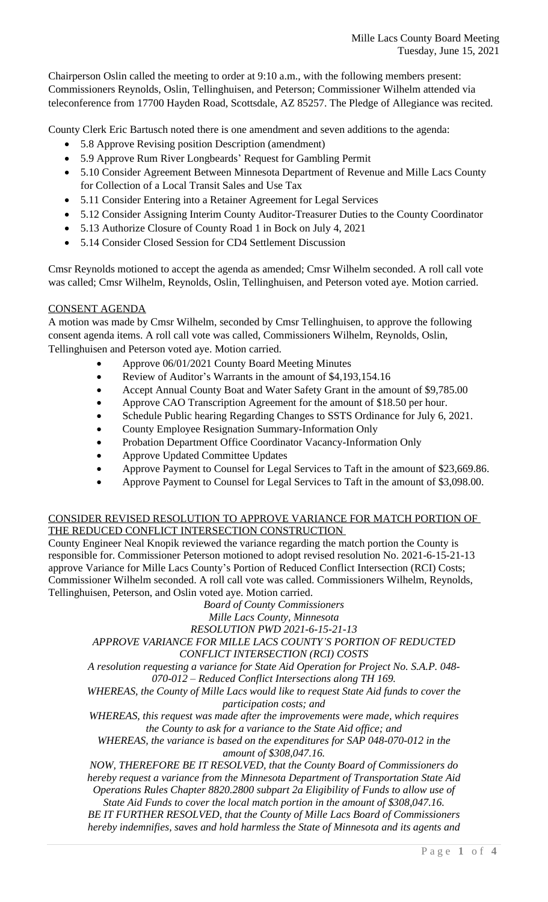Mille Lacs County Board Meeting
Tuesday, June 15, 2021

Chairperson Oslin called the meeting to order at 9:10 a.m., with the following members present: Commissioners Reynolds, Oslin, Tellinghuisen, and Peterson; Commissioner Wilhelm attended via teleconference from 17700 Hayden Road, Scottsdale, AZ 85257. The Pledge of Allegiance was recited.

County Clerk Eric Bartusch noted there is one amendment and seven additions to the agenda:

- 5.8 Approve Revising position Description (amendment)
- 5.9 Approve Rum River Longbeards' Request for Gambling Permit
- 5.10 Consider Agreement Between Minnesota Department of Revenue and Mille Lacs County for Collection of a Local Transit Sales and Use Tax
- 5.11 Consider Entering into a Retainer Agreement for Legal Services
- 5.12 Consider Assigning Interim County Auditor-Treasurer Duties to the County Coordinator
- 5.13 Authorize Closure of County Road 1 in Bock on July 4, 2021
- 5.14 Consider Closed Session for CD4 Settlement Discussion

Cmsr Reynolds motioned to accept the agenda as amended; Cmsr Wilhelm seconded. A roll call vote was called; Cmsr Wilhelm, Reynolds, Oslin, Tellinghuisen, and Peterson voted aye. Motion carried.

## CONSENT AGENDA

A motion was made by Cmsr Wilhelm, seconded by Cmsr Tellinghuisen, to approve the following consent agenda items. A roll call vote was called, Commissioners Wilhelm, Reynolds, Oslin, Tellinghuisen and Peterson voted aye. Motion carried.

- Approve 06/01/2021 County Board Meeting Minutes
- Review of Auditor's Warrants in the amount of $4,193,154.16
- Accept Annual County Boat and Water Safety Grant in the amount of $9,785.00
- Approve CAO Transcription Agreement for the amount of $18.50 per hour.
- Schedule Public hearing Regarding Changes to SSTS Ordinance for July 6, 2021.
- County Employee Resignation Summary-Information Only
- Probation Department Office Coordinator Vacancy-Information Only
- Approve Updated Committee Updates
- Approve Payment to Counsel for Legal Services to Taft in the amount of $23,669.86.
- Approve Payment to Counsel for Legal Services to Taft in the amount of $3,098.00.

## CONSIDER REVISED RESOLUTION TO APPROVE VARIANCE FOR MATCH PORTION OF THE REDUCED CONFLICT INTERSECTION CONSTRUCTION

County Engineer Neal Knopik reviewed the variance regarding the match portion the County is responsible for. Commissioner Peterson motioned to adopt revised resolution No. 2021-6-15-21-13 approve Variance for Mille Lacs County's Portion of Reduced Conflict Intersection (RCI) Costs; Commissioner Wilhelm seconded. A roll call vote was called. Commissioners Wilhelm, Reynolds, Tellinghuisen, Peterson, and Oslin voted aye. Motion carried.

*Board of County Commissioners*
*Mille Lacs County, Minnesota*
*RESOLUTION PWD 2021-6-15-21-13*
*APPROVE VARIANCE FOR MILLE LACS COUNTY'S PORTION OF REDUCTED CONFLICT INTERSECTION (RCI) COSTS*

*A resolution requesting a variance for State Aid Operation for Project No. S.A.P. 048-070-012 – Reduced Conflict Intersections along TH 169.*

*WHEREAS, the County of Mille Lacs would like to request State Aid funds to cover the participation costs; and*

*WHEREAS, this request was made after the improvements were made, which requires the County to ask for a variance to the State Aid office; and*

*WHEREAS, the variance is based on the expenditures for SAP 048-070-012 in the amount of $308,047.16.*

*NOW, THEREFORE BE IT RESOLVED, that the County Board of Commissioners do hereby request a variance from the Minnesota Department of Transportation State Aid Operations Rules Chapter 8820.2800 subpart 2a Eligibility of Funds to allow use of State Aid Funds to cover the local match portion in the amount of $308,047.16.*

*BE IT FURTHER RESOLVED, that the County of Mille Lacs Board of Commissioners hereby indemnifies, saves and hold harmless the State of Minnesota and its agents and*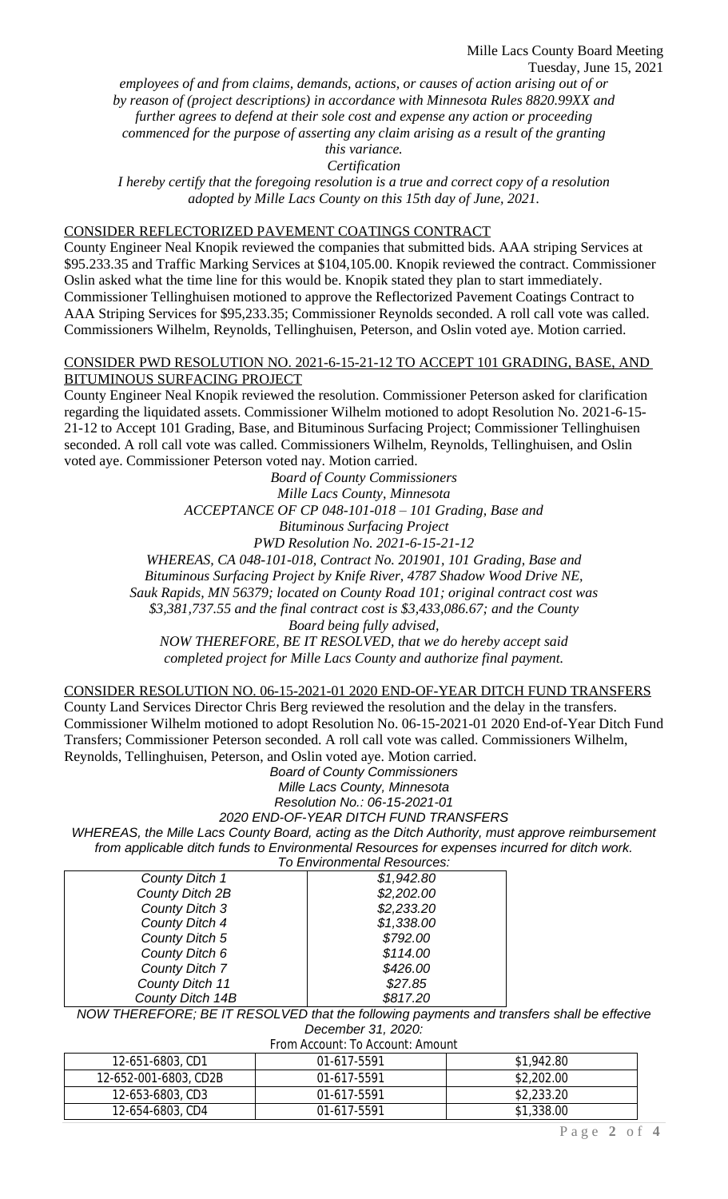*employees of and from claims, demands, actions, or causes of action arising out of or by reason of (project descriptions) in accordance with Minnesota Rules 8820.99XX and further agrees to defend at their sole cost and expense any action or proceeding commenced for the purpose of asserting any claim arising as a result of the granting this variance.*

*Certification*

*I hereby certify that the foregoing resolution is a true and correct copy of a resolution adopted by Mille Lacs County on this 15th day of June, 2021.*

CONSIDER REFLECTORIZED PAVEMENT COATINGS CONTRACT

County Engineer Neal Knopik reviewed the companies that submitted bids. AAA striping Services at $95.233.35 and Traffic Marking Services at $104,105.00. Knopik reviewed the contract. Commissioner Oslin asked what the time line for this would be. Knopik stated they plan to start immediately. Commissioner Tellinghuisen motioned to approve the Reflectorized Pavement Coatings Contract to AAA Striping Services for $95,233.35; Commissioner Reynolds seconded. A roll call vote was called. Commissioners Wilhelm, Reynolds, Tellinghuisen, Peterson, and Oslin voted aye. Motion carried.

CONSIDER PWD RESOLUTION NO. 2021-6-15-21-12 TO ACCEPT 101 GRADING, BASE, AND BITUMINOUS SURFACING PROJECT

County Engineer Neal Knopik reviewed the resolution. Commissioner Peterson asked for clarification regarding the liquidated assets. Commissioner Wilhelm motioned to adopt Resolution No. 2021-6-15-21-12 to Accept 101 Grading, Base, and Bituminous Surfacing Project; Commissioner Tellinghuisen seconded. A roll call vote was called. Commissioners Wilhelm, Reynolds, Tellinghuisen, and Oslin voted aye. Commissioner Peterson voted nay. Motion carried.

*Board of County Commissioners*
*Mille Lacs County, Minnesota*
*ACCEPTANCE OF CP 048-101-018 – 101 Grading, Base and Bituminous Surfacing Project*
*PWD Resolution No. 2021-6-15-21-12*

*WHEREAS, CA 048-101-018, Contract No. 201901, 101 Grading, Base and Bituminous Surfacing Project by Knife River, 4787 Shadow Wood Drive NE, Sauk Rapids, MN 56379; located on County Road 101; original contract cost was $3,381,737.55 and the final contract cost is $3,433,086.67; and the County Board being fully advised,*

*NOW THEREFORE, BE IT RESOLVED, that we do hereby accept said completed project for Mille Lacs County and authorize final payment.*

CONSIDER RESOLUTION NO. 06-15-2021-01 2020 END-OF-YEAR DITCH FUND TRANSFERS

County Land Services Director Chris Berg reviewed the resolution and the delay in the transfers. Commissioner Wilhelm motioned to adopt Resolution No. 06-15-2021-01 2020 End-of-Year Ditch Fund Transfers; Commissioner Peterson seconded. A roll call vote was called. Commissioners Wilhelm, Reynolds, Tellinghuisen, Peterson, and Oslin voted aye. Motion carried.

*Board of County Commissioners*
*Mille Lacs County, Minnesota*
*Resolution No.: 06-15-2021-01*
*2020 END-OF-YEAR DITCH FUND TRANSFERS*

*WHEREAS, the Mille Lacs County Board, acting as the Ditch Authority, must approve reimbursement from applicable ditch funds to Environmental Resources for expenses incurred for ditch work.*

*To Environmental Resources:*

| | |
|---|---|
| *County Ditch 1* | *$1,942.80* |
| *County Ditch 2B* | *$2,202.00* |
| *County Ditch 3* | *$2,233.20* |
| *County Ditch 4* | *$1,338.00* |
| *County Ditch 5* | *$792.00* |
| *County Ditch 6* | *$114.00* |
| *County Ditch 7* | *$426.00* |
| *County Ditch 11* | *$27.85* |
| *County Ditch 14B* | *$817.20* |

*NOW THEREFORE; BE IT RESOLVED that the following payments and transfers shall be effective December 31, 2020:*

From Account: To Account: Amount

| | | |
|---|---|---|
| 12-651-6803, CD1 | 01-617-5591 | $1,942.80 |
| 12-652-001-6803, CD2B | 01-617-5591 | $2,202.00 |
| 12-653-6803, CD3 | 01-617-5591 | $2,233.20 |
| 12-654-6803, CD4 | 01-617-5591 | $1,338.00 |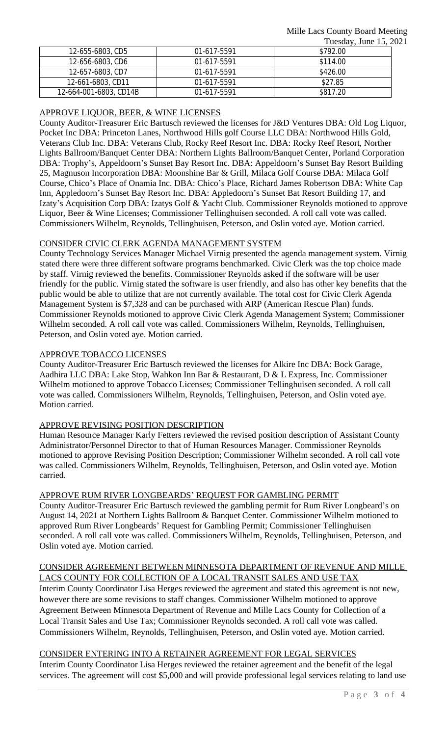| 12-655-6803, CD5 | 01-617-5591 | $792.00 |
|---|---|---|
| 12-656-6803, CD6 | 01-617-5591 | $114.00 |
| 12-657-6803, CD7 | 01-617-5591 | $426.00 |
| 12-661-6803, CD11 | 01-617-5591 | $27.85 |
| 12-664-001-6803, CD14B | 01-617-5591 | $817.20 |

APPROVE LIQUOR, BEER, & WINE LICENSES

County Auditor-Treasurer Eric Bartusch reviewed the licenses for J&D Ventures DBA: Old Log Liquor, Pocket Inc DBA: Princeton Lanes, Northwood Hills golf Course LLC DBA: Northwood Hills Gold, Veterans Club Inc. DBA: Veterans Club, Rocky Reef Resort Inc. DBA: Rocky Reef Resort, Norther Lights Ballroom/Banquet Center DBA: Northern Lights Ballroom/Banquet Center, Porland Corporation DBA: Trophy's, Appeldoorn's Sunset Bay Resort Inc. DBA: Appeldoorn's Sunset Bay Resort Building 25, Magnuson Incorporation DBA: Moonshine Bar & Grill, Milaca Golf Course DBA: Milaca Golf Course, Chico's Place of Onamia Inc. DBA: Chico's Place, Richard James Robertson DBA: White Cap Inn, Appledoorn's Sunset Bay Resort Inc. DBA: Appledoorn's Sunset Bat Resort Building 17, and Izaty's Acquisition Corp DBA: Izatys Golf & Yacht Club. Commissioner Reynolds motioned to approve Liquor, Beer & Wine Licenses; Commissioner Tellinghuisen seconded. A roll call vote was called. Commissioners Wilhelm, Reynolds, Tellinghuisen, Peterson, and Oslin voted aye. Motion carried.

CONSIDER CIVIC CLERK AGENDA MANAGEMENT SYSTEM

County Technology Services Manager Michael Virnig presented the agenda management system. Virnig stated there were three different software programs benchmarked. Civic Clerk was the top choice made by staff. Virnig reviewed the benefits. Commissioner Reynolds asked if the software will be user friendly for the public. Virnig stated the software is user friendly, and also has other key benefits that the public would be able to utilize that are not currently available. The total cost for Civic Clerk Agenda Management System is $7,328 and can be purchased with ARP (American Rescue Plan) funds. Commissioner Reynolds motioned to approve Civic Clerk Agenda Management System; Commissioner Wilhelm seconded. A roll call vote was called. Commissioners Wilhelm, Reynolds, Tellinghuisen, Peterson, and Oslin voted aye. Motion carried.

APPROVE TOBACCO LICENSES

County Auditor-Treasurer Eric Bartusch reviewed the licenses for Alkire Inc DBA: Bock Garage, Aadhira LLC DBA: Lake Stop, Wahkon Inn Bar & Restaurant, D & L Express, Inc. Commissioner Wilhelm motioned to approve Tobacco Licenses; Commissioner Tellinghuisen seconded. A roll call vote was called. Commissioners Wilhelm, Reynolds, Tellinghuisen, Peterson, and Oslin voted aye. Motion carried.

APPROVE REVISING POSITION DESCRIPTION

Human Resource Manager Karly Fetters reviewed the revised position description of Assistant County Administrator/Personnel Director to that of Human Resources Manager. Commissioner Reynolds motioned to approve Revising Position Description; Commissioner Wilhelm seconded. A roll call vote was called. Commissioners Wilhelm, Reynolds, Tellinghuisen, Peterson, and Oslin voted aye. Motion carried.

APPROVE RUM RIVER LONGBEARDS' REQUEST FOR GAMBLING PERMIT

County Auditor-Treasurer Eric Bartusch reviewed the gambling permit for Rum River Longbeard's on August 14, 2021 at Northern Lights Ballroom & Banquet Center. Commissioner Wilhelm motioned to approved Rum River Longbeards' Request for Gambling Permit; Commissioner Tellinghuisen seconded. A roll call vote was called. Commissioners Wilhelm, Reynolds, Tellinghuisen, Peterson, and Oslin voted aye. Motion carried.

CONSIDER AGREEMENT BETWEEN MINNESOTA DEPARTMENT OF REVENUE AND MILLE LACS COUNTY FOR COLLECTION OF A LOCAL TRANSIT SALES AND USE TAX

Interim County Coordinator Lisa Herges reviewed the agreement and stated this agreement is not new, however there are some revisions to staff changes. Commissioner Wilhelm motioned to approve Agreement Between Minnesota Department of Revenue and Mille Lacs County for Collection of a Local Transit Sales and Use Tax; Commissioner Reynolds seconded. A roll call vote was called. Commissioners Wilhelm, Reynolds, Tellinghuisen, Peterson, and Oslin voted aye. Motion carried.

CONSIDER ENTERING INTO A RETAINER AGREEMENT FOR LEGAL SERVICES

Interim County Coordinator Lisa Herges reviewed the retainer agreement and the benefit of the legal services. The agreement will cost $5,000 and will provide professional legal services relating to land use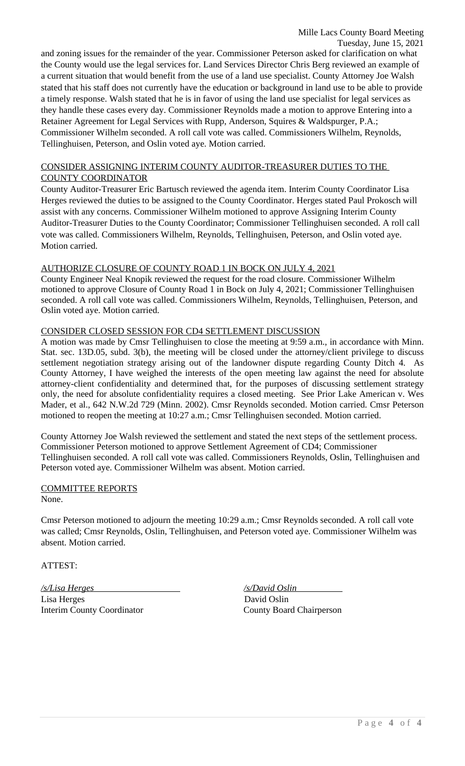and zoning issues for the remainder of the year. Commissioner Peterson asked for clarification on what the County would use the legal services for. Land Services Director Chris Berg reviewed an example of a current situation that would benefit from the use of a land use specialist. County Attorney Joe Walsh stated that his staff does not currently have the education or background in land use to be able to provide a timely response. Walsh stated that he is in favor of using the land use specialist for legal services as they handle these cases every day. Commissioner Reynolds made a motion to approve Entering into a Retainer Agreement for Legal Services with Rupp, Anderson, Squires & Waldspurger, P.A.; Commissioner Wilhelm seconded. A roll call vote was called. Commissioners Wilhelm, Reynolds, Tellinghuisen, Peterson, and Oslin voted aye. Motion carried.

CONSIDER ASSIGNING INTERIM COUNTY AUDITOR-TREASURER DUTIES TO THE COUNTY COORDINATOR

County Auditor-Treasurer Eric Bartusch reviewed the agenda item. Interim County Coordinator Lisa Herges reviewed the duties to be assigned to the County Coordinator. Herges stated Paul Prokosch will assist with any concerns. Commissioner Wilhelm motioned to approve Assigning Interim County Auditor-Treasurer Duties to the County Coordinator; Commissioner Tellinghuisen seconded. A roll call vote was called. Commissioners Wilhelm, Reynolds, Tellinghuisen, Peterson, and Oslin voted aye. Motion carried.

AUTHORIZE CLOSURE OF COUNTY ROAD 1 IN BOCK ON JULY 4, 2021

County Engineer Neal Knopik reviewed the request for the road closure. Commissioner Wilhelm motioned to approve Closure of County Road 1 in Bock on July 4, 2021; Commissioner Tellinghuisen seconded. A roll call vote was called. Commissioners Wilhelm, Reynolds, Tellinghuisen, Peterson, and Oslin voted aye. Motion carried.

CONSIDER CLOSED SESSION FOR CD4 SETTLEMENT DISCUSSION

A motion was made by Cmsr Tellinghuisen to close the meeting at 9:59 a.m., in accordance with Minn. Stat. sec. 13D.05, subd. 3(b), the meeting will be closed under the attorney/client privilege to discuss settlement negotiation strategy arising out of the landowner dispute regarding County Ditch 4. As County Attorney, I have weighed the interests of the open meeting law against the need for absolute attorney-client confidentiality and determined that, for the purposes of discussing settlement strategy only, the need for absolute confidentiality requires a closed meeting. See Prior Lake American v. Wes Mader, et al., 642 N.W.2d 729 (Minn. 2002). Cmsr Reynolds seconded. Motion carried. Cmsr Peterson motioned to reopen the meeting at 10:27 a.m.; Cmsr Tellinghuisen seconded. Motion carried.

County Attorney Joe Walsh reviewed the settlement and stated the next steps of the settlement process. Commissioner Peterson motioned to approve Settlement Agreement of CD4; Commissioner Tellinghuisen seconded. A roll call vote was called. Commissioners Reynolds, Oslin, Tellinghuisen and Peterson voted aye. Commissioner Wilhelm was absent. Motion carried.

COMMITTEE REPORTS

None.

Cmsr Peterson motioned to adjourn the meeting 10:29 a.m.; Cmsr Reynolds seconded. A roll call vote was called; Cmsr Reynolds, Oslin, Tellinghuisen, and Peterson voted aye. Commissioner Wilhelm was absent. Motion carried.

ATTEST:

| | |
|---|---|
| */s/Lisa Herges* | */s/David Oslin* |
| Lisa Herges | David Oslin |
| Interim County Coordinator | County Board Chairperson |